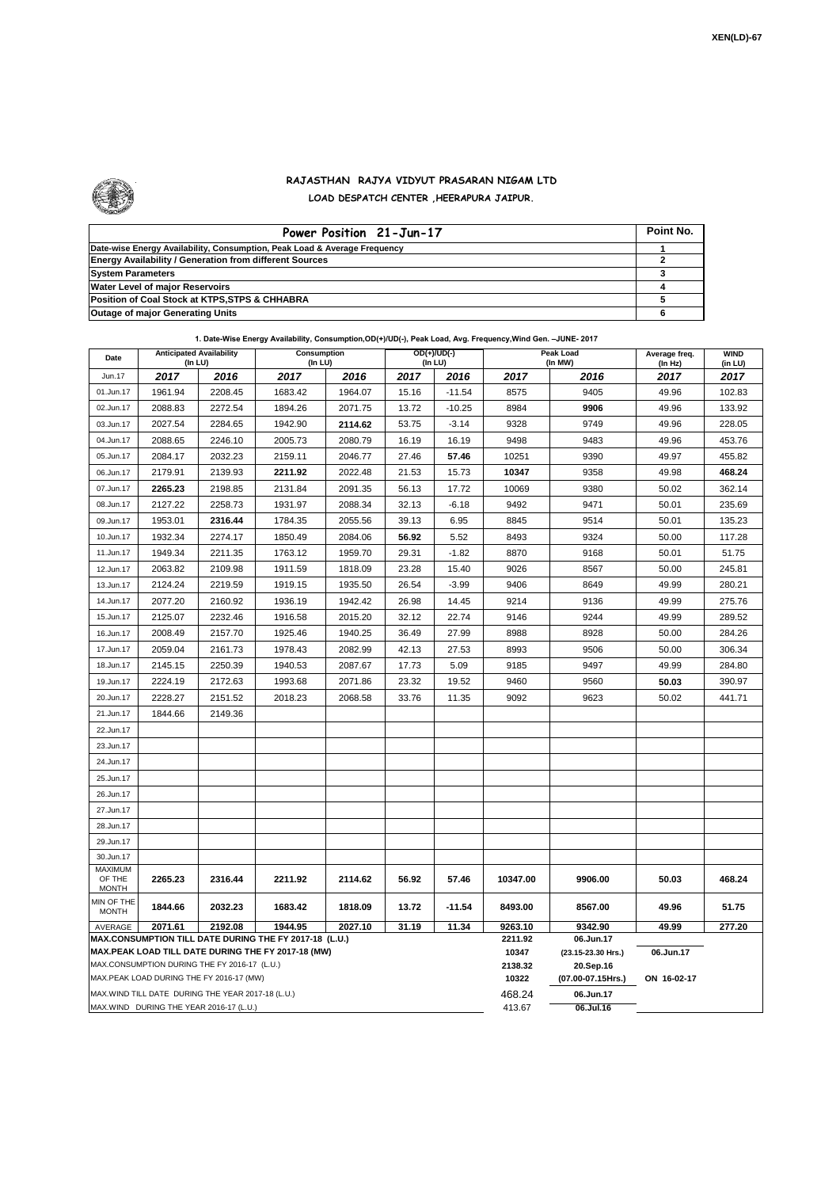XEN(LD)-67

# RAJASTHAN RAJYA VIDYUT PRASARAN NIGAM LTD

## LOAD DESPATCH CENTER ,HEERAPURA JAIPUR.

| Power Position 21-Jun-17 | Point No. |
|---|---|
| Date-wise Energy Availability, Consumption, Peak Load & Average Frequency | 1 |
| Energy Availability / Generation from different Sources | 2 |
| System Parameters | 3 |
| Water Level of major Reservoirs | 4 |
| Position of Coal Stock at KTPS,STPS & CHHABRA | 5 |
| Outage of major Generating Units | 6 |

**1. Date-Wise Energy Availability, Consumption,OD(+)/UD(-), Peak Load, Avg. Frequency,Wind Gen. –JUNE- 2017**

| Date | Anticipated Availability (In LU) | | Consumption (In LU) | | OD(+)/UD(-) (In LU) | | Peak Load (In MW) | | Average freq. (In Hz) | WIND (in LU) |
|---|---|---|---|---|---|---|---|---|---|---|
| Jun.17 | 2017 | 2016 | 2017 | 2016 | 2017 | 2016 | 2017 | 2016 | 2017 | 2017 |
| 01.Jun.17 | 1961.94 | 2208.45 | 1683.42 | 1964.07 | 15.16 | -11.54 | 8575 | 9405 | 49.96 | 102.83 |
| 02.Jun.17 | 2088.83 | 2272.54 | 1894.26 | 2071.75 | 13.72 | -10.25 | 8984 | **9906** | 49.96 | 133.92 |
| 03.Jun.17 | 2027.54 | 2284.65 | 1942.90 | **2114.62** | 53.75 | -3.14 | 9328 | 9749 | 49.96 | 228.05 |
| 04.Jun.17 | 2088.65 | 2246.10 | 2005.73 | 2080.79 | 16.19 | 16.19 | 9498 | 9483 | 49.96 | 453.76 |
| 05.Jun.17 | 2084.17 | 2032.23 | 2159.11 | 2046.77 | 27.46 | **57.46** | 10251 | 9390 | 49.97 | 455.82 |
| 06.Jun.17 | 2179.91 | 2139.93 | **2211.92** | 2022.48 | 21.53 | 15.73 | **10347** | 9358 | 49.98 | **468.24** |
| 07.Jun.17 | **2265.23** | 2198.85 | 2131.84 | 2091.35 | 56.13 | 17.72 | 10069 | 9380 | 50.02 | 362.14 |
| 08.Jun.17 | 2127.22 | 2258.73 | 1931.97 | 2088.34 | 32.13 | -6.18 | 9492 | 9471 | 50.01 | 235.69 |
| 09.Jun.17 | 1953.01 | **2316.44** | 1784.35 | 2055.56 | 39.13 | 6.95 | 8845 | 9514 | 50.01 | 135.23 |
| 10.Jun.17 | 1932.34 | 2274.17 | 1850.49 | 2084.06 | **56.92** | 5.52 | 8493 | 9324 | 50.00 | 117.28 |
| 11.Jun.17 | 1949.34 | 2211.35 | 1763.12 | 1959.70 | 29.31 | -1.82 | 8870 | 9168 | 50.01 | 51.75 |
| 12.Jun.17 | 2063.82 | 2109.98 | 1911.59 | 1818.09 | 23.28 | 15.40 | 9026 | 8567 | 50.00 | 245.81 |
| 13.Jun.17 | 2124.24 | 2219.59 | 1919.15 | 1935.50 | 26.54 | -3.99 | 9406 | 8649 | 49.99 | 280.21 |
| 14.Jun.17 | 2077.20 | 2160.92 | 1936.19 | 1942.42 | 26.98 | 14.45 | 9214 | 9136 | 49.99 | 275.76 |
| 15.Jun.17 | 2125.07 | 2232.46 | 1916.58 | 2015.20 | 32.12 | 22.74 | 9146 | 9244 | 49.99 | 289.52 |
| 16.Jun.17 | 2008.49 | 2157.70 | 1925.46 | 1940.25 | 36.49 | 27.99 | 8988 | 8928 | 50.00 | 284.26 |
| 17.Jun.17 | 2059.04 | 2161.73 | 1978.43 | 2082.99 | 42.13 | 27.53 | 8993 | 9506 | 50.00 | 306.34 |
| 18.Jun.17 | 2145.15 | 2250.39 | 1940.53 | 2087.67 | 17.73 | 5.09 | 9185 | 9497 | 49.99 | 284.80 |
| 19.Jun.17 | 2224.19 | 2172.63 | 1993.68 | 2071.86 | 23.32 | 19.52 | 9460 | 9560 | **50.03** | 390.97 |
| 20.Jun.17 | 2228.27 | 2151.52 | 2018.23 | 2068.58 | 33.76 | 11.35 | 9092 | 9623 | 50.02 | 441.71 |
| 21.Jun.17 | 1844.66 | 2149.36 | | | | | | | | |
| 22.Jun.17 | | | | | | | | | | |
| 23.Jun.17 | | | | | | | | | | |
| 24.Jun.17 | | | | | | | | | | |
| 25.Jun.17 | | | | | | | | | | |
| 26.Jun.17 | | | | | | | | | | |
| 27.Jun.17 | | | | | | | | | | |
| 28.Jun.17 | | | | | | | | | | |
| 29.Jun.17 | | | | | | | | | | |
| 30.Jun.17 | | | | | | | | | | |
| MAXIMUM OF THE MONTH | **2265.23** | **2316.44** | **2211.92** | **2114.62** | **56.92** | **57.46** | **10347.00** | **9906.00** | **50.03** | **468.24** |
| MIN OF THE MONTH | **1844.66** | **2032.23** | **1683.42** | **1818.09** | **13.72** | **-11.54** | **8493.00** | **8567.00** | **49.96** | **51.75** |
| AVERAGE | **2071.61** | **2192.08** | **1944.95** | **2027.10** | **31.19** | **11.34** | **9263.10** | **9342.90** | **49.99** | **277.20** |
| **MAX.CONSUMPTION TILL DATE DURING THE FY 2017-18 (L.U.)** | | | | | | | 2211.92 | 06.Jun.17 | | |
| **MAX.PEAK LOAD TILL DATE DURING THE FY 2017-18 (MW)** | | | | | | | 10347 | (23.15-23.30 Hrs.) | 06.Jun.17 | |
| MAX.CONSUMPTION DURING THE FY 2016-17 (L.U.) | | | | | | | 2138.32 | 20.Sep.16 | | |
| MAX.PEAK LOAD DURING THE FY 2016-17 (MW) | | | | | | | 10322 | (07.00-07.15Hrs.) | ON 16-02-17 | |
| MAX.WIND TILL DATE DURING THE YEAR 2017-18 (L.U.) | | | | | | | 468.24 | 06.Jun.17 | | |
| MAX.WIND DURING THE YEAR 2016-17 (L.U.) | | | | | | | 413.67 | 06.Jul.16 | | |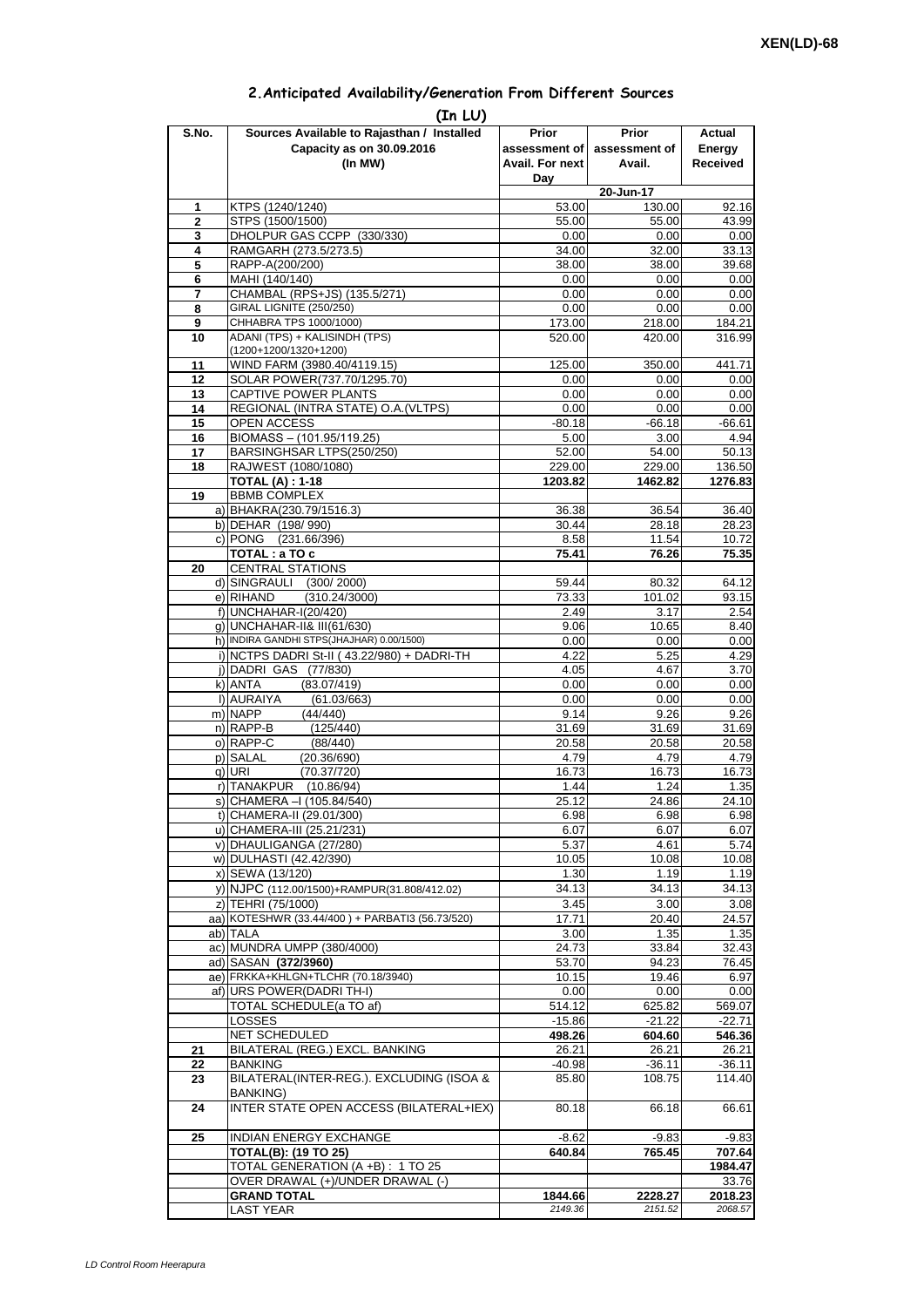XEN(LD)-68

## 2.Anticipated Availability/Generation From Different Sources

**(In LU)**

| S.No. | Sources Available to Rajasthan / Installed Capacity as on 30.09.2016 (In MW) | Prior assessment of Avail. For next Day | Prior assessment of Avail. | Actual Energy Received |
|---|---|---|---|---|
| | | | 20-Jun-17 | |
| 1 | KTPS (1240/1240) | 53.00 | 130.00 | 92.16 |
| 2 | STPS (1500/1500) | 55.00 | 55.00 | 43.99 |
| 3 | DHOLPUR GAS CCPP (330/330) | 0.00 | 0.00 | 0.00 |
| 4 | RAMGARH (273.5/273.5) | 34.00 | 32.00 | 33.13 |
| 5 | RAPP-A(200/200) | 38.00 | 38.00 | 39.68 |
| 6 | MAHI (140/140) | 0.00 | 0.00 | 0.00 |
| 7 | CHAMBAL (RPS+JS) (135.5/271) | 0.00 | 0.00 | 0.00 |
| 8 | GIRAL LIGNITE (250/250) | 0.00 | 0.00 | 0.00 |
| 9 | CHHABRA TPS 1000/1000) | 173.00 | 218.00 | 184.21 |
| 10 | ADANI (TPS) + KALISINDH (TPS) (1200+1200/1320+1200) | 520.00 | 420.00 | 316.99 |
| 11 | WIND FARM (3980.40/4119.15) | 125.00 | 350.00 | 441.71 |
| 12 | SOLAR POWER(737.70/1295.70) | 0.00 | 0.00 | 0.00 |
| 13 | CAPTIVE POWER PLANTS | 0.00 | 0.00 | 0.00 |
| 14 | REGIONAL (INTRA STATE) O.A.(VLTPS) | 0.00 | 0.00 | 0.00 |
| 15 | OPEN ACCESS | -80.18 | -66.18 | -66.61 |
| 16 | BIOMASS – (101.95/119.25) | 5.00 | 3.00 | 4.94 |
| 17 | BARSINGHSAR LTPS(250/250) | 52.00 | 54.00 | 50.13 |
| 18 | RAJWEST (1080/1080) | 229.00 | 229.00 | 136.50 |
| | **TOTAL (A) : 1-18** | **1203.82** | **1462.82** | **1276.83** |
| 19 | BBMB COMPLEX | | | |
| | a) BHAKRA(230.79/1516.3) | 36.38 | 36.54 | 36.40 |
| | b) DEHAR (198/ 990) | 30.44 | 28.18 | 28.23 |
| | c) PONG (231.66/396) | 8.58 | 11.54 | 10.72 |
| | **TOTAL : a TO c** | **75.41** | **76.26** | **75.35** |
| 20 | CENTRAL STATIONS | | | |
| | d) SINGRAULI (300/ 2000) | 59.44 | 80.32 | 64.12 |
| | e) RIHAND (310.24/3000) | 73.33 | 101.02 | 93.15 |
| | f) UNCHAHAR-I(20/420) | 2.49 | 3.17 | 2.54 |
| | g) UNCHAHAR-II& III(61/630) | 9.06 | 10.65 | 8.40 |
| | h) INDIRA GANDHI STPS(JHAJHAR) 0.00/1500) | 0.00 | 0.00 | 0.00 |
| | i) NCTPS DADRI St-II ( 43.22/980) + DADRI-TH | 4.22 | 5.25 | 4.29 |
| | j) DADRI GAS (77/830) | 4.05 | 4.67 | 3.70 |
| | k) ANTA (83.07/419) | 0.00 | 0.00 | 0.00 |
| | l) AURAIYA (61.03/663) | 0.00 | 0.00 | 0.00 |
| | m) NAPP (44/440) | 9.14 | 9.26 | 9.26 |
| | n) RAPP-B (125/440) | 31.69 | 31.69 | 31.69 |
| | o) RAPP-C (88/440) | 20.58 | 20.58 | 20.58 |
| | p) SALAL (20.36/690) | 4.79 | 4.79 | 4.79 |
| | q) URI (70.37/720) | 16.73 | 16.73 | 16.73 |
| | r) TANAKPUR (10.86/94) | 1.44 | 1.24 | 1.35 |
| | s) CHAMERA –I (105.84/540) | 25.12 | 24.86 | 24.10 |
| | t) CHAMERA-II (29.01/300) | 6.98 | 6.98 | 6.98 |
| | u) CHAMERA-III (25.21/231) | 6.07 | 6.07 | 6.07 |
| | v) DHAULIGANGA (27/280) | 5.37 | 4.61 | 5.74 |
| | w) DULHASTI (42.42/390) | 10.05 | 10.08 | 10.08 |
| | x) SEWA (13/120) | 1.30 | 1.19 | 1.19 |
| | y) NJPC (112.00/1500)+RAMPUR(31.808/412.02) | 34.13 | 34.13 | 34.13 |
| | z) TEHRI (75/1000) | 3.45 | 3.00 | 3.08 |
| | aa) KOTESHWR (33.44/400 ) + PARBATI3 (56.73/520) | 17.71 | 20.40 | 24.57 |
| | ab) TALA | 3.00 | 1.35 | 1.35 |
| | ac) MUNDRA UMPP (380/4000) | 24.73 | 33.84 | 32.43 |
| | ad) SASAN **(372/3960)** | 53.70 | 94.23 | 76.45 |
| | ae) FRKKA+KHLGN+TLCHR (70.18/3940) | 10.15 | 19.46 | 6.97 |
| | af) URS POWER(DADRI TH-I) | 0.00 | 0.00 | 0.00 |
| | TOTAL SCHEDULE(a TO af) | 514.12 | 625.82 | 569.07 |
| | LOSSES | -15.86 | -21.22 | -22.71 |
| | NET SCHEDULED | **498.26** | **604.60** | **546.36** |
| 21 | BILATERAL (REG.) EXCL. BANKING | 26.21 | 26.21 | 26.21 |
| 22 | BANKING | -40.98 | -36.11 | -36.11 |
| 23 | BILATERAL(INTER-REG.). EXCLUDING (ISOA & BANKING) | 85.80 | 108.75 | 114.40 |
| 24 | INTER STATE OPEN ACCESS (BILATERAL+IEX) | 80.18 | 66.18 | 66.61 |
| 25 | INDIAN ENERGY EXCHANGE | -8.62 | -9.83 | -9.83 |
| | **TOTAL(B): (19 TO 25)** | **640.84** | **765.45** | **707.64** |
| | TOTAL GENERATION (A +B) : 1 TO 25 | | | **1984.47** |
| | OVER DRAWAL (+)/UNDER DRAWAL (-) | | | 33.76 |
| | **GRAND TOTAL** | **1844.66** | **2228.27** | **2018.23** |
| | LAST YEAR | *2149.36* | *2151.52* | *2068.57* |

*LD Control Room Heerapura*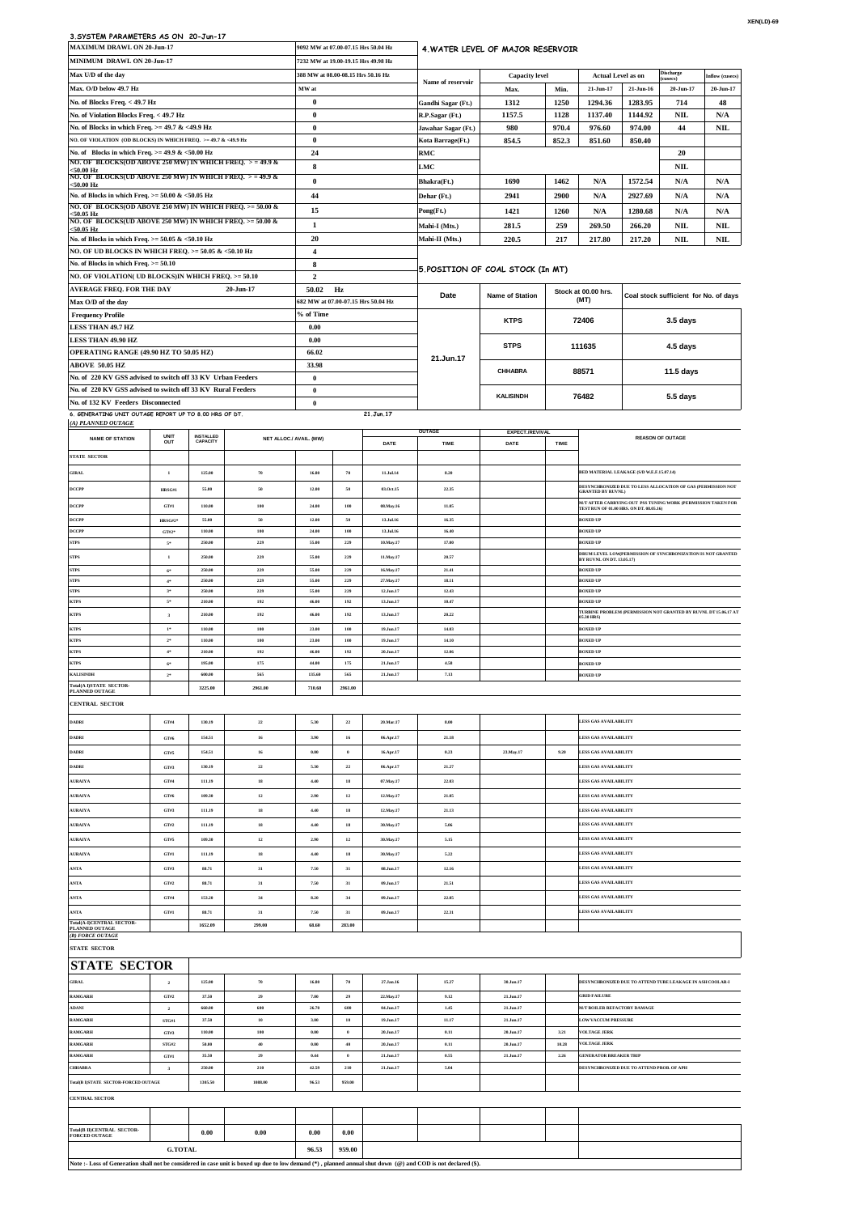XEN(LD)-69

## 3.SYSTEM PARAMETERS AS ON 20-Jun-17

| | |
|---|---|
| MAXIMUM DRAWL ON 20-Jun-17 | 9092 MW at 07.00-07.15 Hrs 50.04 Hz |
| MINIMUM DRAWL ON 20-Jun-17 | 7232 MW at 19.00-19.15 Hrs 49.98 Hz |
| Max U/D of the day | 388 MW at 08.00-08.15 Hrs 50.16 Hz |
| Max. O/D below 49.7 Hz | MW at |
| No. of Blocks Freq. < 49.7 Hz | 0 |
| No. of Violation Blocks Freq. < 49.7 Hz | 0 |
| No. of Blocks in which Freq. >= 49.7 & <49.9 Hz | 0 |
| NO. OF VIOLATION (OD BLOCKS) IN WHICH FREQ. >= 49.7 & <49.9 Hz | 0 |
| No. of Blocks in which Freq. >= 49.9 & <50.00 Hz | 24 |
| NO. OF BLOCKS(OD ABOVE 250 MW) IN WHICH FREQ. > = 49.9 & <50.00 Hz | 8 |
| NO. OF BLOCKS(UD ABOVE 250 MW) IN WHICH FREQ. > = 49.9 & <50.00 Hz | 0 |
| No. of Blocks in which Freq. >= 50.00 & <50.05 Hz | 44 |
| NO. OF BLOCKS(OD ABOVE 250 MW) IN WHICH FREQ. >= 50.00 & <50.05 Hz | 15 |
| NO. OF BLOCKS(UD ABOVE 250 MW) IN WHICH FREQ. >= 50.00 & <50.05 Hz | 1 |
| No. of Blocks in which Freq. >= 50.05 & <50.10 Hz | 20 |
| NO. OF UD BLOCKS IN WHICH FREQ. >= 50.05 & <50.10 Hz | 4 |
| No. of Blocks in which Freq. >= 50.10 | 8 |
| NO. OF VIOLATION( UD BLOCKS)IN WHICH FREQ. >= 50.10 | 2 |
| AVERAGE FREQ. FOR THE DAY 20-Jun-17 | 50.02 Hz |
| Max O/D of the day | 682 MW at 07.00-07.15 Hrs 50.04 Hz |
| Frequency Profile | % of Time |
| LESS THAN 49.7 HZ | 0.00 |
| LESS THAN 49.90 HZ | 0.00 |
| OPERATING RANGE (49.90 HZ TO 50.05 HZ) | 66.02 |
| ABOVE 50.05 HZ | 33.98 |
| No. of 220 KV GSS advised to switch off 33 KV Urban Feeders | 0 |
| No. of 220 KV GSS advised to switch off 33 KV Rural Feeders | 0 |
| No. of 132 KV Feeders Disconnected | 0 |

## 4.WATER LEVEL OF MAJOR RESERVOIR

| Name of reservoir | Capacity level | | Actual Level as on | | Discharge (cusecs) | Inflow (cusecs) |
|---|---|---|---|---|---|---|
| | Max. | Min. | 21-Jun-17 | 21-Jun-16 | 20-Jun-17 | 20-Jun-17 |
| Gandhi Sagar (Ft.) | 1312 | 1250 | 1294.36 | 1283.95 | 714 | 48 |
| R.P.Sagar (Ft.) | 1157.5 | 1128 | 1137.40 | 1144.92 | NIL | N/A |
| Jawahar Sagar (Ft.) | 980 | 970.4 | 976.60 | 974.00 | 44 | NIL |
| Kota Barrage(Ft.) | 854.5 | 852.3 | 851.60 | 850.40 | | |
| RMC | | | | | 20 | |
| LMC | | | | | NIL | |
| Bhakra(Ft.) | 1690 | 1462 | N/A | 1572.54 | N/A | N/A |
| Dehar (Ft.) | 2941 | 2900 | N/A | 2927.69 | N/A | N/A |
| Pong(Ft.) | 1421 | 1260 | N/A | 1280.68 | N/A | N/A |
| Mahi-I (Mts.) | 281.5 | 259 | 269.50 | 266.20 | NIL | NIL |
| Mahi-II (Mts.) | 220.5 | 217 | 217.80 | 217.20 | NIL | NIL |

## 5.POSITION OF COAL STOCK (In MT)

| Date | Name of Station | Stock at 00.00 hrs. (MT) | Coal stock sufficient for No. of days |
|---|---|---|---|
| 21.Jun.17 | KTPS | 72406 | 3.5 days |
| | STPS | 111635 | 4.5 days |
| | CHHABRA | 88571 | 11.5 days |
| | KALISINDH | 76482 | 5.5 days |

## 6. GENERATING UNIT OUTAGE REPORT UP TO 8.00 HRS OF DT. 21.Jun.17

### (A) PLANNED OUTAGE

| NAME OF STATION | UNIT OUT | INSTALLED CAPACITY | NET ALLOC./ AVAIL. (MW) | | | OUTAGE DATE | OUTAGE TIME | EXPECT./REVIVAL DATE | TIME | REASON OF OUTAGE |
|---|---|---|---|---|---|---|---|---|---|---|
| **STATE SECTOR** | | | | | | | | | | |
| GIRAL | 1 | 125.00 | 70 | 16.80 | 70 | 11.Jul.14 | 8.28 | | | BED MATERIAL LEAKAGE (S/D W.E.F.15.07.14) |
| DCCPP | HRSG#1 | 55.00 | 50 | 12.00 | 50 | 03.Oct.15 | 22.35 | | | DESYNCHRONIZED DUE TO LESS ALLOCATION OF GAS (PERMISSION NOT GRANTED BY RUVNL) |
| DCCPP | GT#1 | 110.00 | 100 | 24.00 | 100 | 08.May.16 | 11.05 | | | M/T AFTER CARRYING OUT PSS TUNING WORK (PERMISSION TAKEN FOR TEST RUN OF 01.00 HRS. ON DT. 08.05.16) |
| DCCPP | HRSG#2* | 55.00 | 50 | 12.00 | 50 | 13.Jul.16 | 16.35 | | | BOXED UP |
| DCCPP | GT#2* | 110.00 | 100 | 24.00 | 100 | 13.Jul.16 | 16.40 | | | BOXED UP |
| STPS | 5* | 250.00 | 229 | 55.00 | 229 | 10.May.17 | 17.00 | | | BOXED UP |
| STPS | 1 | 250.00 | 229 | 55.00 | 229 | 11.May.17 | 20.57 | | | DRUM LEVEL LOW(PERMISSION OF SYNCHRONIZATION IS NOT GRANTED BY RUVNL ON DT. 13.05.17) |
| STPS | 6* | 250.00 | 229 | 55.00 | 229 | 16.May.17 | 21.41 | | | BOXED UP |
| STPS | 4* | 250.00 | 229 | 55.00 | 229 | 27.May.17 | 18.11 | | | BOXED UP |
| STPS | 3* | 250.00 | 229 | 55.00 | 229 | 12.Jun.17 | 12.43 | | | BOXED UP |
| KTPS | 5* | 210.00 | 192 | 46.00 | 192 | 13.Jun.17 | 10.47 | | | BOXED UP |
| KTPS | 3 | 210.00 | 192 | 46.00 | 192 | 13.Jun.17 | 20.22 | | | TURBINE PROBLEM (PERMISSION NOT GRANTED BY RUVNL DT 15.06.17 AT 05.30 HRS) |
| KTPS | 1* | 110.00 | 100 | 23.00 | 100 | 19.Jun.17 | 14.03 | | | BOXED UP |
| KTPS | 2* | 110.00 | 100 | 23.00 | 100 | 19.Jun.17 | 14.10 | | | BOXED UP |
| KTPS | 4* | 210.00 | 192 | 46.00 | 192 | 20.Jun.17 | 12.06 | | | BOXED UP |
| KTPS | 6* | 195.00 | 175 | 44.00 | 175 | 21.Jun.17 | 4.58 | | | BOXED UP |
| KALISINDH | 2* | 600.00 | 565 | 135.60 | 565 | 21.Jun.17 | 7.13 | | | BOXED UP |
| Total(A I)STATE SECTOR-PLANNED OUTAGE | | 3225.00 | 2961.00 | 710.60 | 2961.00 | | | | | |
| **CENTRAL SECTOR** | | | | | | | | | | |
| DADRI | GT#4 | 130.19 | 22 | 5.30 | 22 | 20.Mar.17 | 0.00 | | | LESS GAS AVAILABILITY |
| DADRI | GT#6 | 154.51 | 16 | 3.90 | 16 | 06.Apr.17 | 21.18 | | | LESS GAS AVAILABILITY |
| DADRI | GT#5 | 154.51 | 16 | 0.00 | 0 | 16.Apr.17 | 0.23 | 23.May.17 | 9.20 | LESS GAS AVAILABILITY |
| DADRI | GT#1 | 130.19 | 22 | 5.30 | 22 | 06.Apr.17 | 21.27 | | | LESS GAS AVAILABILITY |
| AURAIYA | GT#4 | 111.19 | 18 | 4.40 | 18 | 07.May.17 | 22.03 | | | LESS GAS AVAILABILITY |
| AURAIYA | GT#6 | 109.30 | 12 | 2.90 | 12 | 12.May.17 | 21.05 | | | LESS GAS AVAILABILITY |
| AURAIYA | GT#3 | 111.19 | 18 | 4.40 | 18 | 12.May.17 | 21.13 | | | LESS GAS AVAILABILITY |
| AURAIYA | GT#2 | 111.19 | 18 | 4.40 | 18 | 30.May.17 | 5.06 | | | LESS GAS AVAILABILITY |
| AURAIYA | GT#5 | 109.30 | 12 | 2.90 | 12 | 30.May.17 | 5.15 | | | LESS GAS AVAILABILITY |
| AURAIYA | GT#1 | 111.19 | 18 | 4.40 | 18 | 30.May.17 | 5.22 | | | LESS GAS AVAILABILITY |
| ANTA | GT#3 | 88.71 | 31 | 7.50 | 31 | 08.Jun.17 | 12.16 | | | LESS GAS AVAILABILITY |
| ANTA | GT#2 | 88.71 | 31 | 7.50 | 31 | 09.Jun.17 | 21.51 | | | LESS GAS AVAILABILITY |
| ANTA | GT#4 | 153.20 | 34 | 8.20 | 34 | 09.Jun.17 | 22.05 | | | LESS GAS AVAILABILITY |
| ANTA | GT#1 | 88.71 | 31 | 7.50 | 31 | 09.Jun.17 | 22.31 | | | LESS GAS AVAILABILITY |
| Total(A-II)CENTRAL SECTOR-PLANNED OUTAGE | | 1652.09 | 299.00 | 68.60 | 283.00 | | | | | |

### (B) FORCE OUTAGE

| NAME OF STATION | UNIT OUT | INSTALLED CAPACITY | NET ALLOC./ AVAIL. (MW) | | | OUTAGE DATE | OUTAGE TIME | EXPECT./REVIVAL DATE | TIME | REASON OF OUTAGE |
|---|---|---|---|---|---|---|---|---|---|---|
| **STATE SECTOR** | | | | | | | | | | |
| GIRAL | 2 | 125.00 | 70 | 16.80 | 70 | 27.Jan.16 | 15.27 | 30.Jun.17 | | DESYNCHRONIZED DUE TO ATTEND TUBE LEAKAGE IN ASH COOLAR-I |
| RAMGARH | GT#2 | 37.50 | 29 | 7.00 | 29 | 22.May.17 | 9.12 | 21.Jun.17 | | GRID FAILURE |
| ADANI | 2 | 660.00 | 600 | 26.70 | 600 | 04.Jun.17 | 1.45 | 21.Jun.17 | | M/T BOILER REFACTORY DAMAGE |
| RAMGARH | STG#1 | 37.50 | 10 | 3.00 | 10 | 19.Jun.17 | 11.17 | 21.Jun.17 | | LOW VACCUM PRESSURE |
| RAMGARH | GT#3 | 110.00 | 100 | 0.00 | 0 | 20.Jun.17 | 0.11 | 20.Jun.17 | 3.21 | VOLTAGE JERK |
| RAMGARH | STG#2 | 50.00 | 40 | 0.00 | 40 | 20.Jun.17 | 0.11 | 20.Jun.17 | 10.20 | VOLTAGE JERK |
| RAMGARH | GT#1 | 35.50 | 29 | 0.44 | 0 | 21.Jun.17 | 0.55 | 21.Jun.17 | 2.26 | GENERATOR BREAKER TRIP |
| CHHABRA | 3 | 250.00 | 210 | 42.59 | 210 | 21.Jun.17 | 5.04 | | | DESYNCHRONIZED DUE TO ATTEND PROB. OF APH |
| Total(B I)STATE SECTOR-FORCED OUTAGE | | 1305.50 | 1088.00 | 96.53 | 959.00 | | | | | |
| **CENTRAL SECTOR** | | | | | | | | | | |
| | | | | | | | | | | |
| Total(B II)CENTRAL SECTOR-FORCED OUTAGE | | 0.00 | 0.00 | 0.00 | 0.00 | | | | | |
| G.TOTAL | | | | 96.53 | 959.00 | | | | | |

Note :- Loss of Generation shall not be considered in case unit is boxed up due to low demand (*) , planned annual shut down (@) and COD is not declared ($).